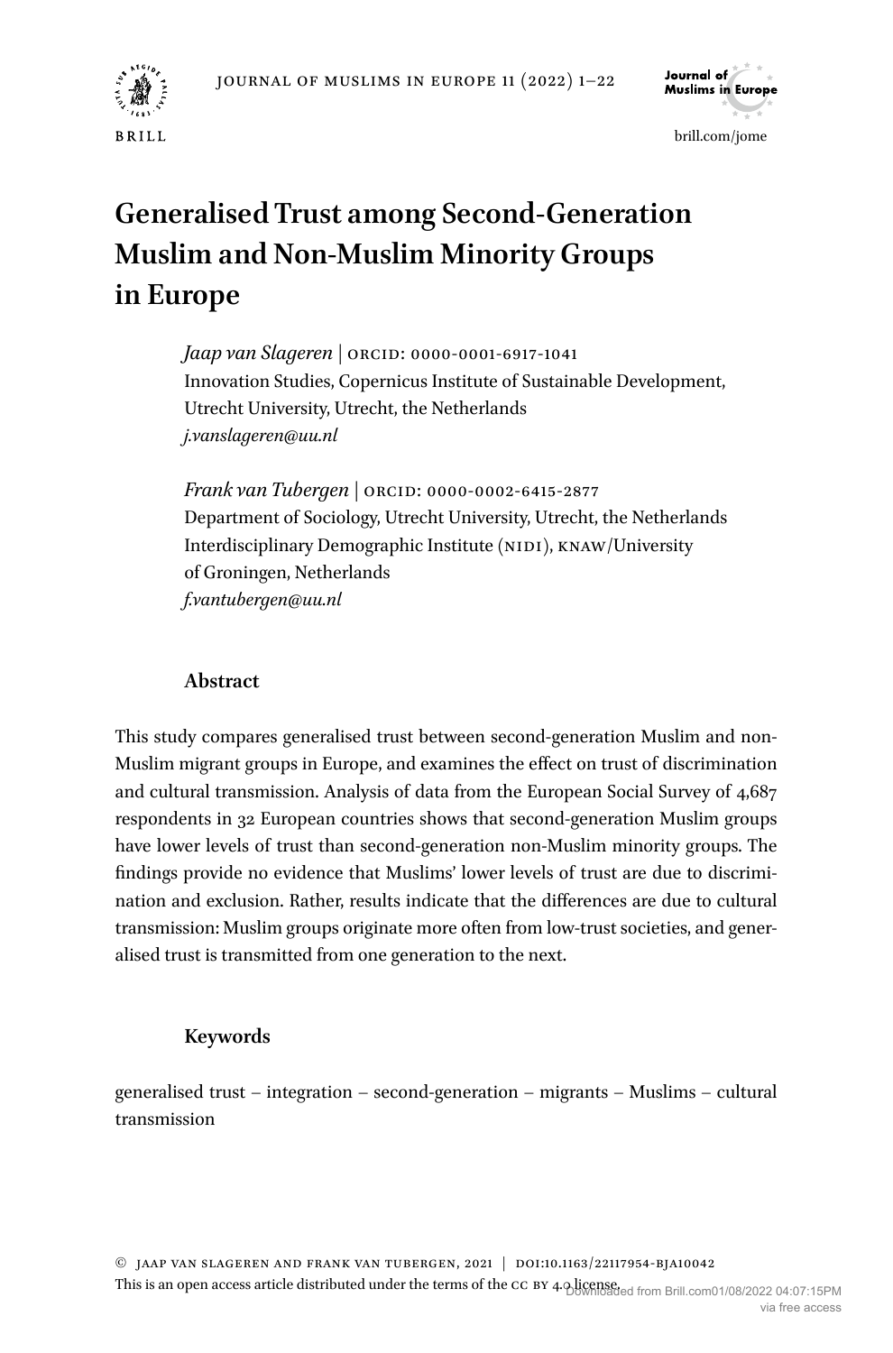# Generalised Trust among Second-Generation Muslim and Non-Muslim Minority Groups in Europe

*Jaap van Slageren* | ORCID: 0000-0001-6917-1041
Innovation Studies, Copernicus Institute of Sustainable Development, Utrecht University, Utrecht, the Netherlands
*j.vanslageren@uu.nl*

*Frank van Tubergen* | ORCID: 0000-0002-6415-2877
Department of Sociology, Utrecht University, Utrecht, the Netherlands
Interdisciplinary Demographic Institute (NIDI), KNAW/University of Groningen, Netherlands
*f.vantubergen@uu.nl*

## Abstract

This study compares generalised trust between second-generation Muslim and non-Muslim migrant groups in Europe, and examines the effect on trust of discrimination and cultural transmission. Analysis of data from the European Social Survey of 4,687 respondents in 32 European countries shows that second-generation Muslim groups have lower levels of trust than second-generation non-Muslim minority groups. The findings provide no evidence that Muslims' lower levels of trust are due to discrimination and exclusion. Rather, results indicate that the differences are due to cultural transmission: Muslim groups originate more often from low-trust societies, and generalised trust is transmitted from one generation to the next.

## Keywords

generalised trust – integration – second-generation – migrants – Muslims – cultural transmission

© Jaap van Slageren and Frank van Tubergen, 2021 | DOI:10.1163/22117954-BJA10042
This is an open access article distributed under the terms of the CC BY 4.0 license.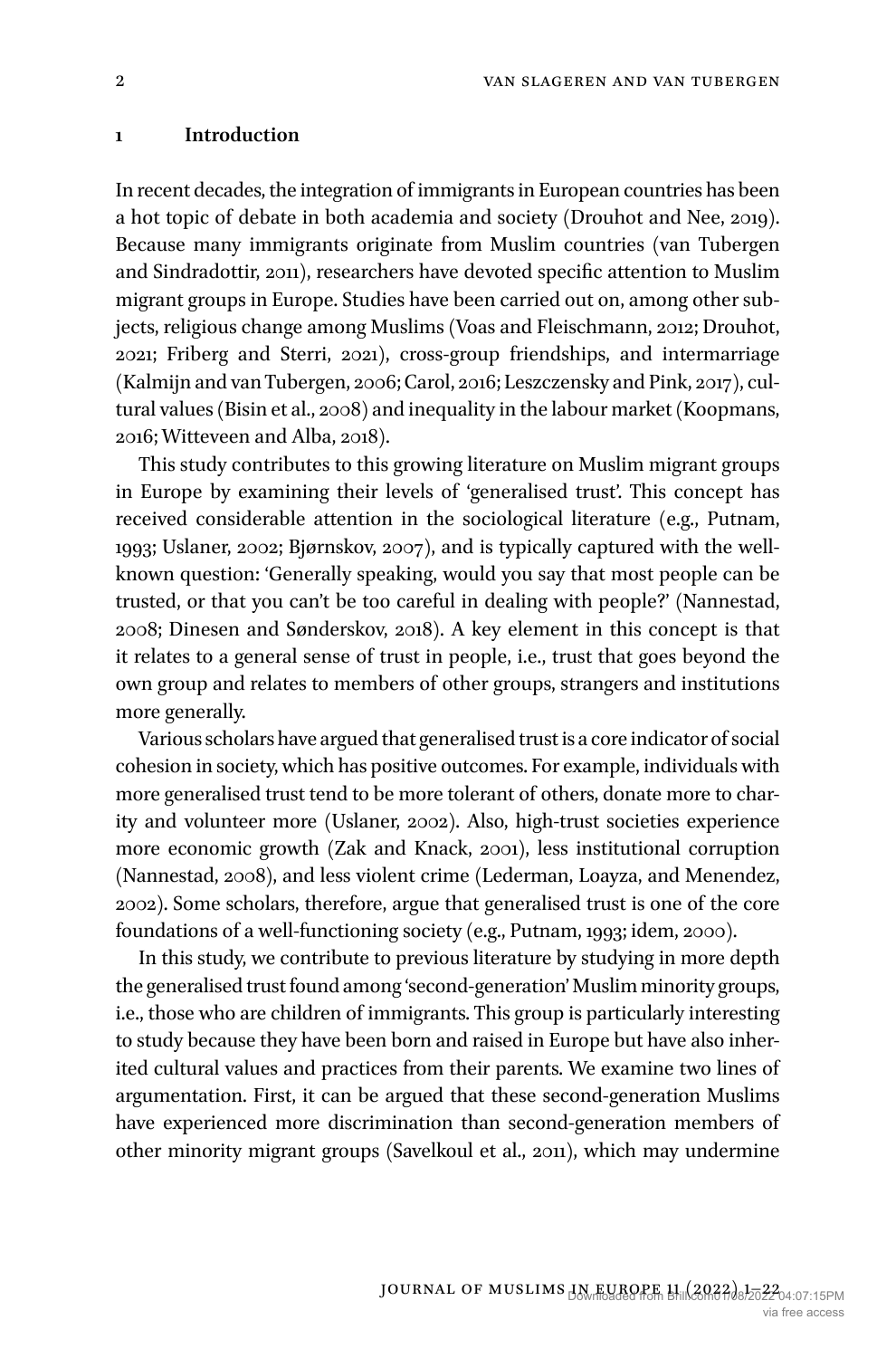## 1 Introduction

In recent decades, the integration of immigrants in European countries has been a hot topic of debate in both academia and society (Drouhot and Nee, 2019). Because many immigrants originate from Muslim countries (van Tubergen and Sindradottir, 2011), researchers have devoted specific attention to Muslim migrant groups in Europe. Studies have been carried out on, among other subjects, religious change among Muslims (Voas and Fleischmann, 2012; Drouhot, 2021; Friberg and Sterri, 2021), cross-group friendships, and intermarriage (Kalmijn and van Tubergen, 2006; Carol, 2016; Leszczensky and Pink, 2017), cultural values (Bisin et al., 2008) and inequality in the labour market (Koopmans, 2016; Witteveen and Alba, 2018).

This study contributes to this growing literature on Muslim migrant groups in Europe by examining their levels of 'generalised trust'. This concept has received considerable attention in the sociological literature (e.g., Putnam, 1993; Uslaner, 2002; Bjørnskov, 2007), and is typically captured with the well-known question: 'Generally speaking, would you say that most people can be trusted, or that you can't be too careful in dealing with people?' (Nannestad, 2008; Dinesen and Sønderskov, 2018). A key element in this concept is that it relates to a general sense of trust in people, i.e., trust that goes beyond the own group and relates to members of other groups, strangers and institutions more generally.

Various scholars have argued that generalised trust is a core indicator of social cohesion in society, which has positive outcomes. For example, individuals with more generalised trust tend to be more tolerant of others, donate more to charity and volunteer more (Uslaner, 2002). Also, high-trust societies experience more economic growth (Zak and Knack, 2001), less institutional corruption (Nannestad, 2008), and less violent crime (Lederman, Loayza, and Menendez, 2002). Some scholars, therefore, argue that generalised trust is one of the core foundations of a well-functioning society (e.g., Putnam, 1993; idem, 2000).

In this study, we contribute to previous literature by studying in more depth the generalised trust found among 'second-generation' Muslim minority groups, i.e., those who are children of immigrants. This group is particularly interesting to study because they have been born and raised in Europe but have also inherited cultural values and practices from their parents. We examine two lines of argumentation. First, it can be argued that these second-generation Muslims have experienced more discrimination than second-generation members of other minority migrant groups (Savelkoul et al., 2011), which may undermine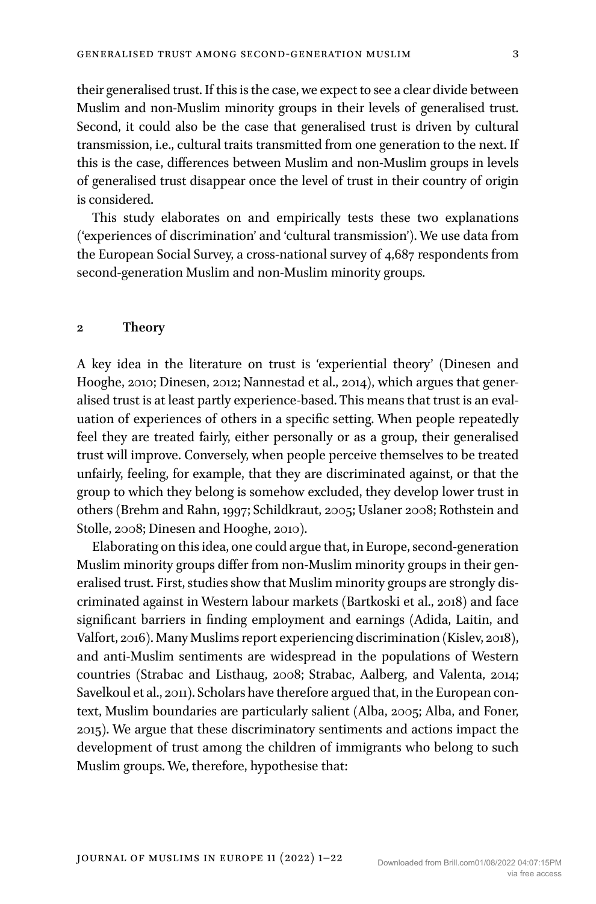their generalised trust. If this is the case, we expect to see a clear divide between Muslim and non-Muslim minority groups in their levels of generalised trust. Second, it could also be the case that generalised trust is driven by cultural transmission, i.e., cultural traits transmitted from one generation to the next. If this is the case, differences between Muslim and non-Muslim groups in levels of generalised trust disappear once the level of trust in their country of origin is considered.

This study elaborates on and empirically tests these two explanations ('experiences of discrimination' and 'cultural transmission'). We use data from the European Social Survey, a cross-national survey of 4,687 respondents from second-generation Muslim and non-Muslim minority groups.

## 2 Theory

A key idea in the literature on trust is 'experiential theory' (Dinesen and Hooghe, 2010; Dinesen, 2012; Nannestad et al., 2014), which argues that generalised trust is at least partly experience-based. This means that trust is an evaluation of experiences of others in a specific setting. When people repeatedly feel they are treated fairly, either personally or as a group, their generalised trust will improve. Conversely, when people perceive themselves to be treated unfairly, feeling, for example, that they are discriminated against, or that the group to which they belong is somehow excluded, they develop lower trust in others (Brehm and Rahn, 1997; Schildkraut, 2005; Uslaner 2008; Rothstein and Stolle, 2008; Dinesen and Hooghe, 2010).

Elaborating on this idea, one could argue that, in Europe, second-generation Muslim minority groups differ from non-Muslim minority groups in their generalised trust. First, studies show that Muslim minority groups are strongly discriminated against in Western labour markets (Bartkoski et al., 2018) and face significant barriers in finding employment and earnings (Adida, Laitin, and Valfort, 2016). Many Muslims report experiencing discrimination (Kislev, 2018), and anti-Muslim sentiments are widespread in the populations of Western countries (Strabac and Listhaug, 2008; Strabac, Aalberg, and Valenta, 2014; Savelkoul et al., 2011). Scholars have therefore argued that, in the European context, Muslim boundaries are particularly salient (Alba, 2005; Alba, and Foner, 2015). We argue that these discriminatory sentiments and actions impact the development of trust among the children of immigrants who belong to such Muslim groups. We, therefore, hypothesise that: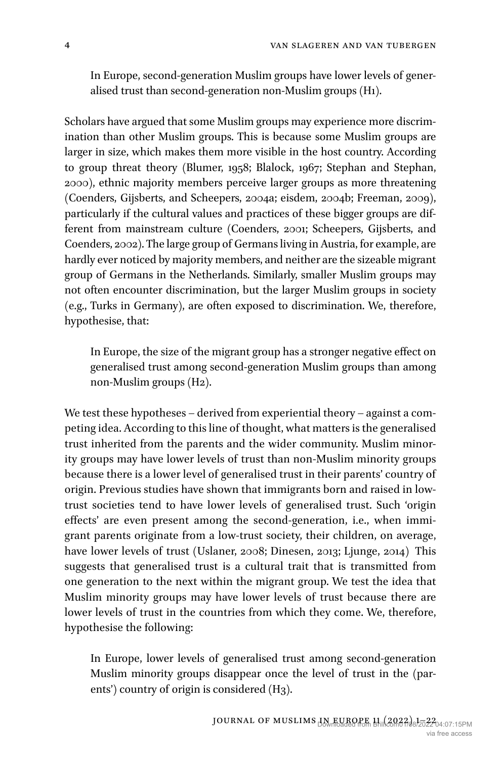In Europe, second-generation Muslim groups have lower levels of generalised trust than second-generation non-Muslim groups (H1).

Scholars have argued that some Muslim groups may experience more discrimination than other Muslim groups. This is because some Muslim groups are larger in size, which makes them more visible in the host country. According to group threat theory (Blumer, 1958; Blalock, 1967; Stephan and Stephan, 2000), ethnic majority members perceive larger groups as more threatening (Coenders, Gijsberts, and Scheepers, 2004a; eisdem, 2004b; Freeman, 2009), particularly if the cultural values and practices of these bigger groups are different from mainstream culture (Coenders, 2001; Scheepers, Gijsberts, and Coenders, 2002). The large group of Germans living in Austria, for example, are hardly ever noticed by majority members, and neither are the sizeable migrant group of Germans in the Netherlands. Similarly, smaller Muslim groups may not often encounter discrimination, but the larger Muslim groups in society (e.g., Turks in Germany), are often exposed to discrimination. We, therefore, hypothesise, that:

In Europe, the size of the migrant group has a stronger negative effect on generalised trust among second-generation Muslim groups than among non-Muslim groups (H2).

We test these hypotheses – derived from experiential theory – against a competing idea. According to this line of thought, what matters is the generalised trust inherited from the parents and the wider community. Muslim minority groups may have lower levels of trust than non-Muslim minority groups because there is a lower level of generalised trust in their parents' country of origin. Previous studies have shown that immigrants born and raised in low-trust societies tend to have lower levels of generalised trust. Such 'origin effects' are even present among the second-generation, i.e., when immigrant parents originate from a low-trust society, their children, on average, have lower levels of trust (Uslaner, 2008; Dinesen, 2013; Ljunge, 2014) This suggests that generalised trust is a cultural trait that is transmitted from one generation to the next within the migrant group. We test the idea that Muslim minority groups may have lower levels of trust because there are lower levels of trust in the countries from which they come. We, therefore, hypothesise the following:

In Europe, lower levels of generalised trust among second-generation Muslim minority groups disappear once the level of trust in the (parents') country of origin is considered (H3).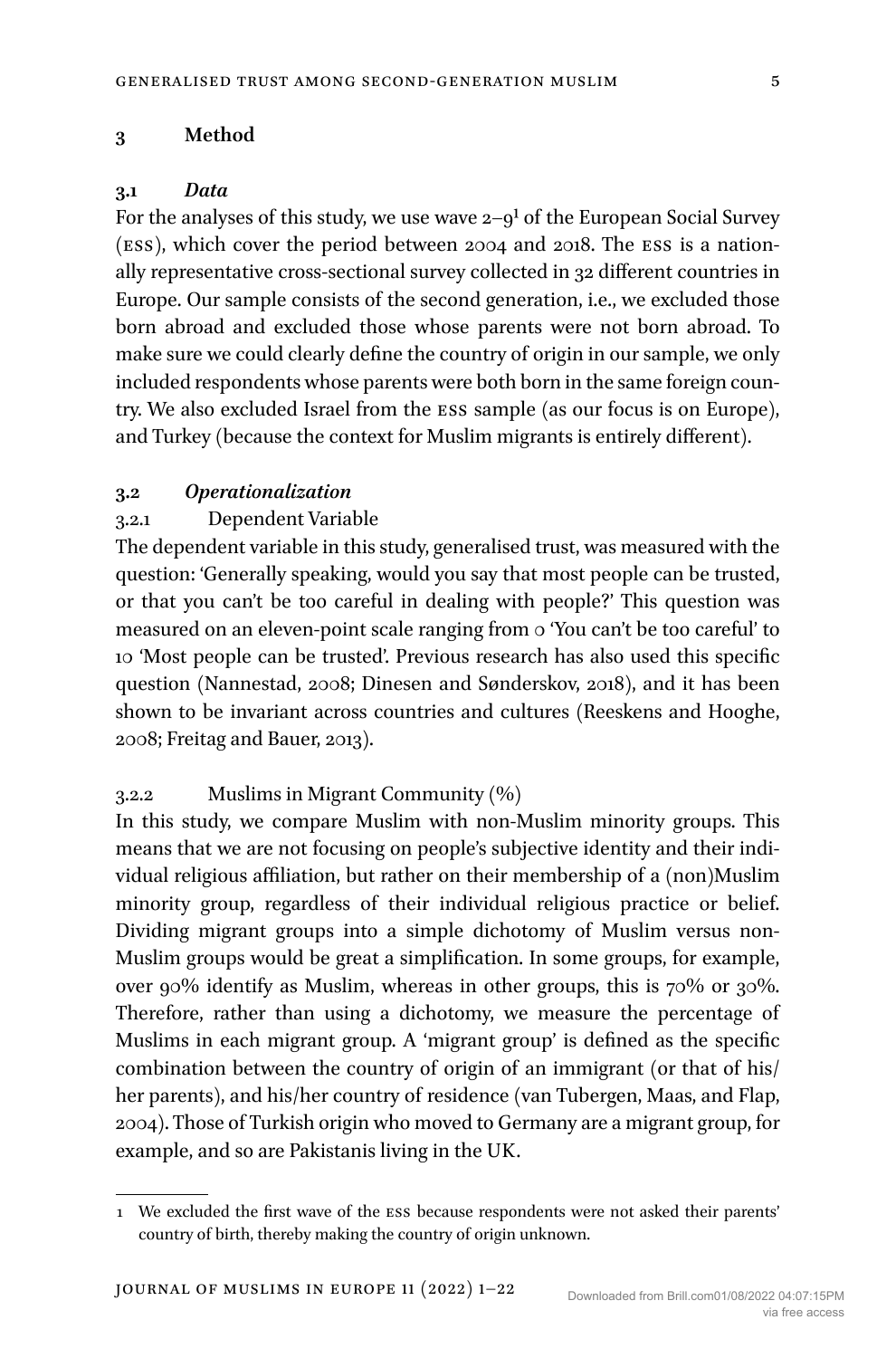## 3 Method

### 3.1 *Data*

For the analyses of this study, we use wave 2–9[1] of the European Social Survey (ESS), which cover the period between 2004 and 2018. The ESS is a nationally representative cross-sectional survey collected in 32 different countries in Europe. Our sample consists of the second generation, i.e., we excluded those born abroad and excluded those whose parents were not born abroad. To make sure we could clearly define the country of origin in our sample, we only included respondents whose parents were both born in the same foreign country. We also excluded Israel from the ESS sample (as our focus is on Europe), and Turkey (because the context for Muslim migrants is entirely different).

### 3.2 *Operationalization*

#### 3.2.1 Dependent Variable

The dependent variable in this study, generalised trust, was measured with the question: 'Generally speaking, would you say that most people can be trusted, or that you can't be too careful in dealing with people?' This question was measured on an eleven-point scale ranging from 0 'You can't be too careful' to 10 'Most people can be trusted'. Previous research has also used this specific question (Nannestad, 2008; Dinesen and Sønderskov, 2018), and it has been shown to be invariant across countries and cultures (Reeskens and Hooghe, 2008; Freitag and Bauer, 2013).

#### 3.2.2 Muslims in Migrant Community (%)

In this study, we compare Muslim with non-Muslim minority groups. This means that we are not focusing on people's subjective identity and their individual religious affiliation, but rather on their membership of a (non)Muslim minority group, regardless of their individual religious practice or belief. Dividing migrant groups into a simple dichotomy of Muslim versus non-Muslim groups would be great a simplification. In some groups, for example, over 90% identify as Muslim, whereas in other groups, this is 70% or 30%. Therefore, rather than using a dichotomy, we measure the percentage of Muslims in each migrant group. A 'migrant group' is defined as the specific combination between the country of origin of an immigrant (or that of his/her parents), and his/her country of residence (van Tubergen, Maas, and Flap, 2004). Those of Turkish origin who moved to Germany are a migrant group, for example, and so are Pakistanis living in the UK.

---

1 We excluded the first wave of the ESS because respondents were not asked their parents' country of birth, thereby making the country of origin unknown.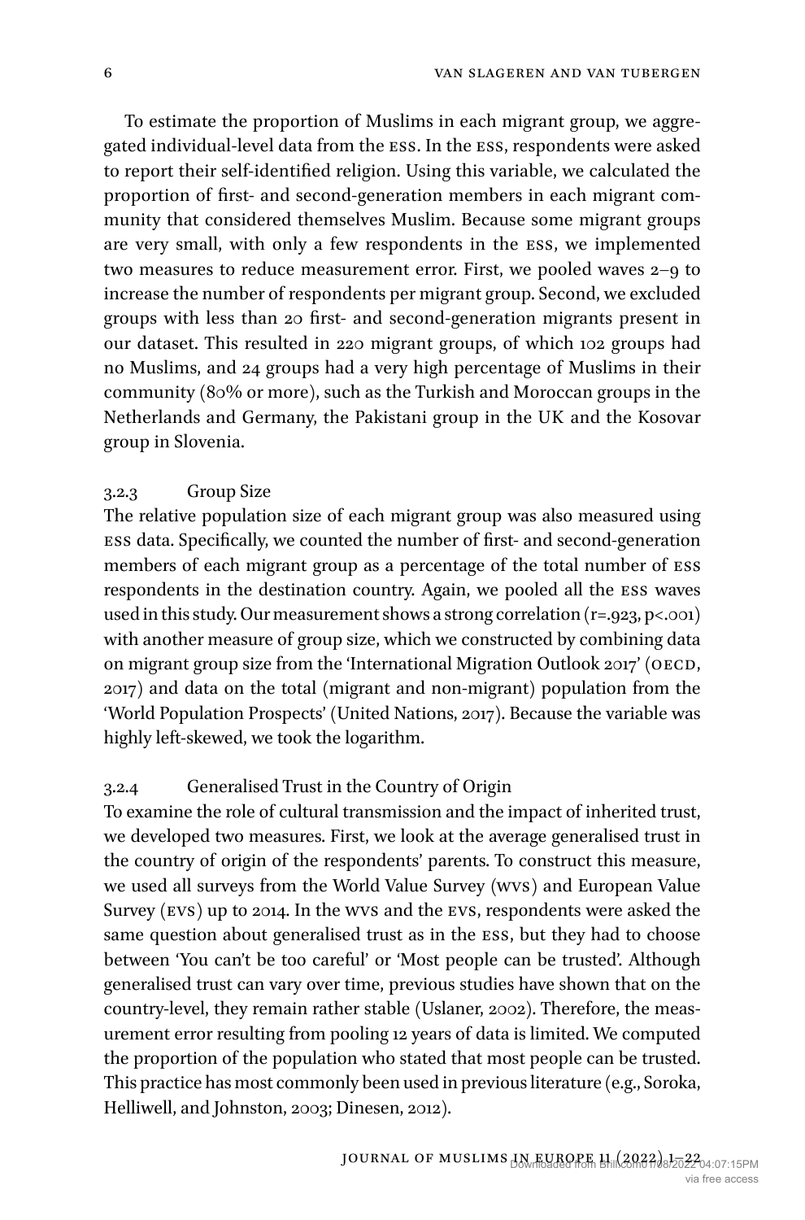To estimate the proportion of Muslims in each migrant group, we aggregated individual-level data from the ESS. In the ESS, respondents were asked to report their self-identified religion. Using this variable, we calculated the proportion of first- and second-generation members in each migrant community that considered themselves Muslim. Because some migrant groups are very small, with only a few respondents in the ESS, we implemented two measures to reduce measurement error. First, we pooled waves 2–9 to increase the number of respondents per migrant group. Second, we excluded groups with less than 20 first- and second-generation migrants present in our dataset. This resulted in 220 migrant groups, of which 102 groups had no Muslims, and 24 groups had a very high percentage of Muslims in their community (80% or more), such as the Turkish and Moroccan groups in the Netherlands and Germany, the Pakistani group in the UK and the Kosovar group in Slovenia.

#### 3.2.3 Group Size

The relative population size of each migrant group was also measured using ESS data. Specifically, we counted the number of first- and second-generation members of each migrant group as a percentage of the total number of ESS respondents in the destination country. Again, we pooled all the ESS waves used in this study. Our measurement shows a strong correlation ($r=.923$, $p<.001$) with another measure of group size, which we constructed by combining data on migrant group size from the 'International Migration Outlook 2017' (OECD, 2017) and data on the total (migrant and non-migrant) population from the 'World Population Prospects' (United Nations, 2017). Because the variable was highly left-skewed, we took the logarithm.

#### 3.2.4 Generalised Trust in the Country of Origin

To examine the role of cultural transmission and the impact of inherited trust, we developed two measures. First, we look at the average generalised trust in the country of origin of the respondents' parents. To construct this measure, we used all surveys from the World Value Survey (WVS) and European Value Survey (EVS) up to 2014. In the WVS and the EVS, respondents were asked the same question about generalised trust as in the ESS, but they had to choose between 'You can't be too careful' or 'Most people can be trusted'. Although generalised trust can vary over time, previous studies have shown that on the country-level, they remain rather stable (Uslaner, 2002). Therefore, the measurement error resulting from pooling 12 years of data is limited. We computed the proportion of the population who stated that most people can be trusted. This practice has most commonly been used in previous literature (e.g., Soroka, Helliwell, and Johnston, 2003; Dinesen, 2012).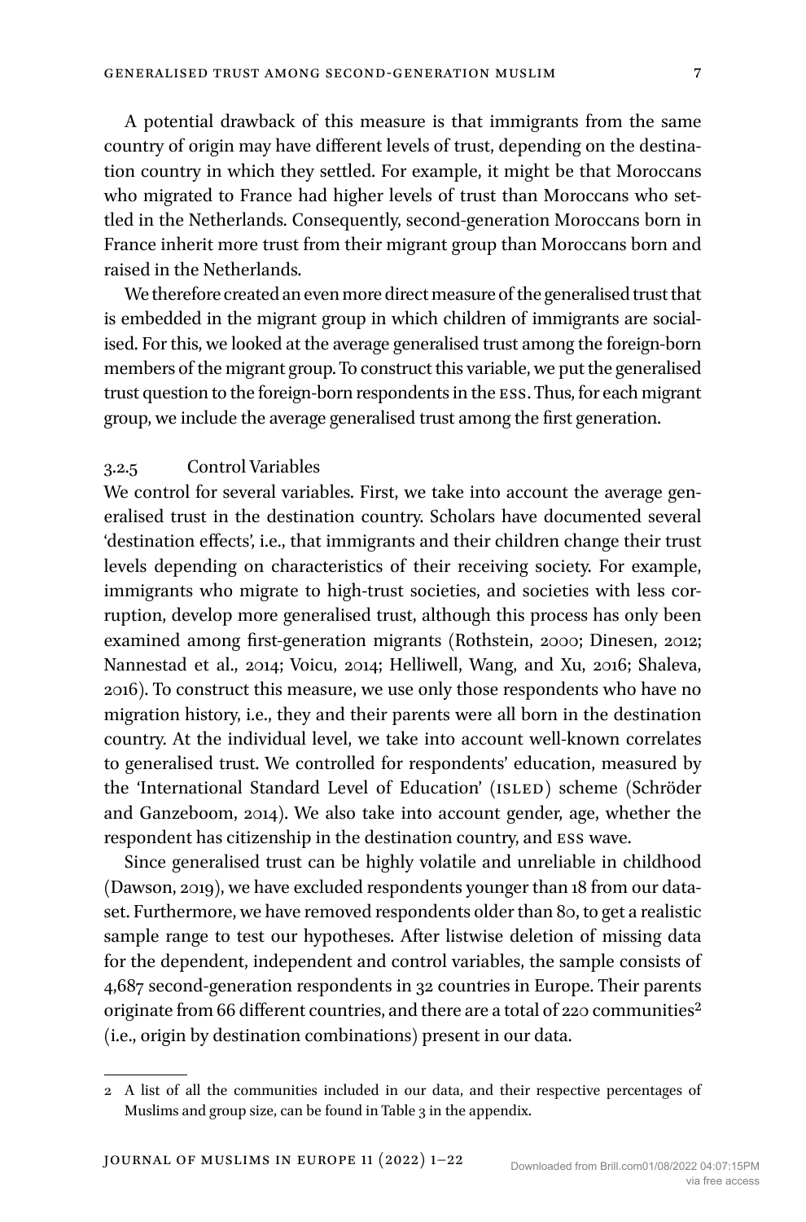A potential drawback of this measure is that immigrants from the same country of origin may have different levels of trust, depending on the destination country in which they settled. For example, it might be that Moroccans who migrated to France had higher levels of trust than Moroccans who settled in the Netherlands. Consequently, second-generation Moroccans born in France inherit more trust from their migrant group than Moroccans born and raised in the Netherlands.

We therefore created an even more direct measure of the generalised trust that is embedded in the migrant group in which children of immigrants are socialised. For this, we looked at the average generalised trust among the foreign-born members of the migrant group. To construct this variable, we put the generalised trust question to the foreign-born respondents in the ESS. Thus, for each migrant group, we include the average generalised trust among the first generation.

#### 3.2.5 Control Variables

We control for several variables. First, we take into account the average generalised trust in the destination country. Scholars have documented several 'destination effects', i.e., that immigrants and their children change their trust levels depending on characteristics of their receiving society. For example, immigrants who migrate to high-trust societies, and societies with less corruption, develop more generalised trust, although this process has only been examined among first-generation migrants (Rothstein, 2000; Dinesen, 2012; Nannestad et al., 2014; Voicu, 2014; Helliwell, Wang, and Xu, 2016; Shaleva, 2016). To construct this measure, we use only those respondents who have no migration history, i.e., they and their parents were all born in the destination country. At the individual level, we take into account well-known correlates to generalised trust. We controlled for respondents' education, measured by the 'International Standard Level of Education' (ISLED) scheme (Schröder and Ganzeboom, 2014). We also take into account gender, age, whether the respondent has citizenship in the destination country, and ESS wave.

Since generalised trust can be highly volatile and unreliable in childhood (Dawson, 2019), we have excluded respondents younger than 18 from our dataset. Furthermore, we have removed respondents older than 80, to get a realistic sample range to test our hypotheses. After listwise deletion of missing data for the dependent, independent and control variables, the sample consists of 4,687 second-generation respondents in 32 countries in Europe. Their parents originate from 66 different countries, and there are a total of 220 communities[2] (i.e., origin by destination combinations) present in our data.

---

2 A list of all the communities included in our data, and their respective percentages of Muslims and group size, can be found in Table 3 in the appendix.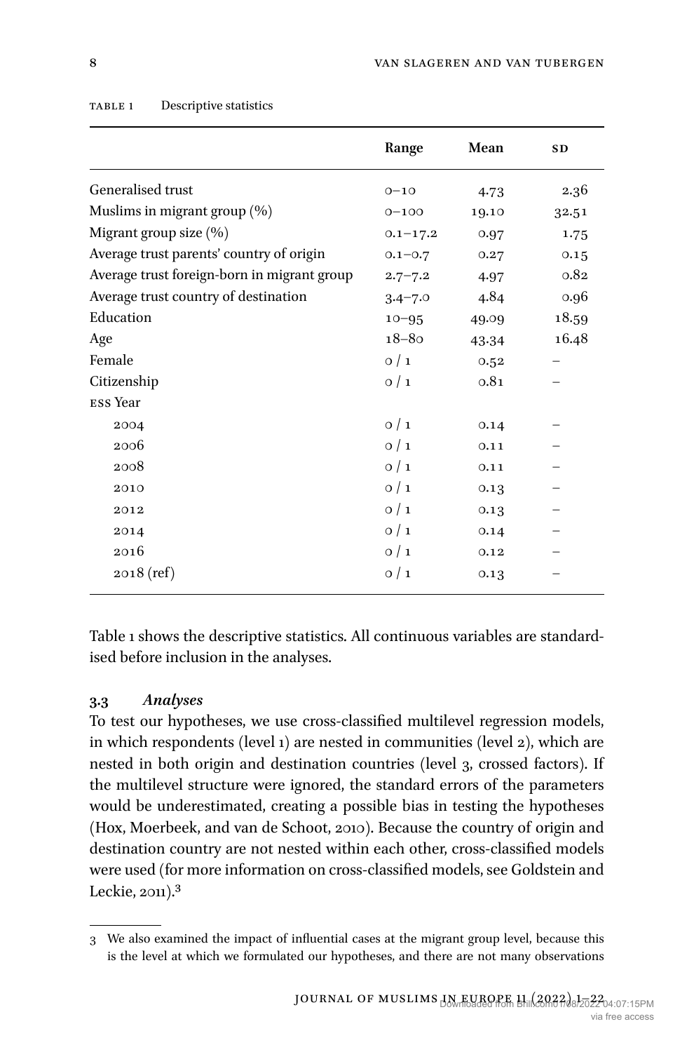TABLE 1 Descriptive statistics

| | Range | Mean | SD |
|---|---|---|---|
| Generalised trust | 0–10 | 4.73 | 2.36 |
| Muslims in migrant group (%) | 0–100 | 19.10 | 32.51 |
| Migrant group size (%) | 0.1–17.2 | 0.97 | 1.75 |
| Average trust parents' country of origin | 0.1–0.7 | 0.27 | 0.15 |
| Average trust foreign-born in migrant group | 2.7–7.2 | 4.97 | 0.82 |
| Average trust country of destination | 3.4–7.0 | 4.84 | 0.96 |
| Education | 10–95 | 49.09 | 18.59 |
| Age | 18–80 | 43.34 | 16.48 |
| Female | 0 / 1 | 0.52 | – |
| Citizenship | 0 / 1 | 0.81 | – |
| ESS Year | | | |
| 2004 | 0 / 1 | 0.14 | – |
| 2006 | 0 / 1 | 0.11 | – |
| 2008 | 0 / 1 | 0.11 | – |
| 2010 | 0 / 1 | 0.13 | – |
| 2012 | 0 / 1 | 0.13 | – |
| 2014 | 0 / 1 | 0.14 | – |
| 2016 | 0 / 1 | 0.12 | – |
| 2018 (ref) | 0 / 1 | 0.13 | – |

Table 1 shows the descriptive statistics. All continuous variables are standardised before inclusion in the analyses.

### 3.3 *Analyses*

To test our hypotheses, we use cross-classified multilevel regression models, in which respondents (level 1) are nested in communities (level 2), which are nested in both origin and destination countries (level 3, crossed factors). If the multilevel structure were ignored, the standard errors of the parameters would be underestimated, creating a possible bias in testing the hypotheses (Hox, Moerbeek, and van de Schoot, 2010). Because the country of origin and destination country are not nested within each other, cross-classified models were used (for more information on cross-classified models, see Goldstein and Leckie, 2011).[3]

---

3 We also examined the impact of influential cases at the migrant group level, because this is the level at which we formulated our hypotheses, and there are not many observations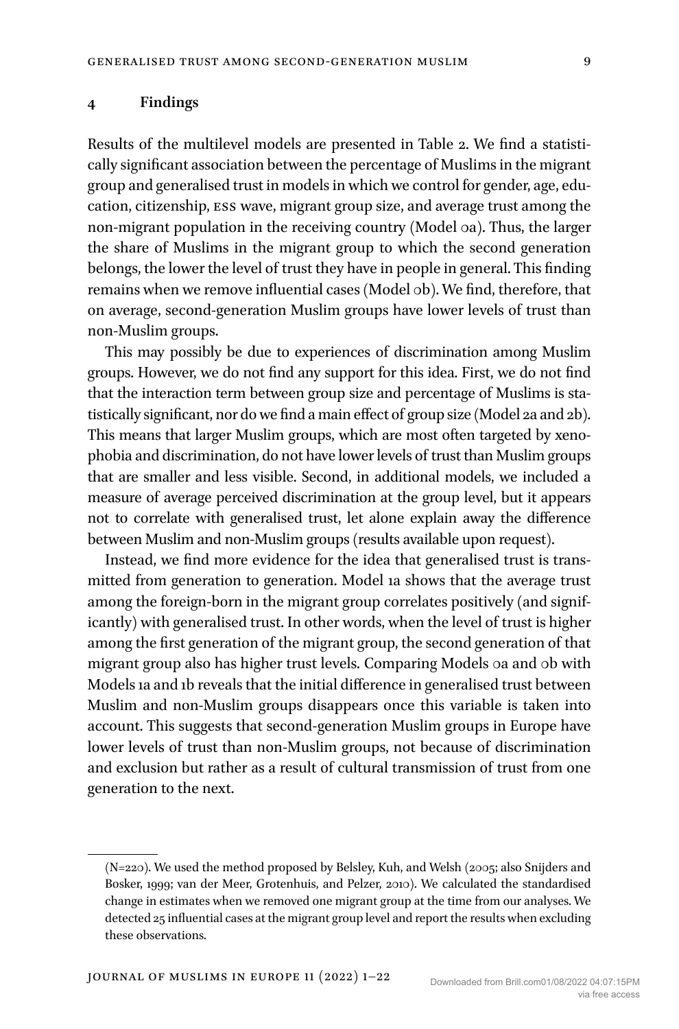## 4 Findings

Results of the multilevel models are presented in Table 2. We find a statistically significant association between the percentage of Muslims in the migrant group and generalised trust in models in which we control for gender, age, education, citizenship, ESS wave, migrant group size, and average trust among the non-migrant population in the receiving country (Model 0a). Thus, the larger the share of Muslims in the migrant group to which the second generation belongs, the lower the level of trust they have in people in general. This finding remains when we remove influential cases (Model 0b). We find, therefore, that on average, second-generation Muslim groups have lower levels of trust than non-Muslim groups.

This may possibly be due to experiences of discrimination among Muslim groups. However, we do not find any support for this idea. First, we do not find that the interaction term between group size and percentage of Muslims is statistically significant, nor do we find a main effect of group size (Model 2a and 2b). This means that larger Muslim groups, which are most often targeted by xenophobia and discrimination, do not have lower levels of trust than Muslim groups that are smaller and less visible. Second, in additional models, we included a measure of average perceived discrimination at the group level, but it appears not to correlate with generalised trust, let alone explain away the difference between Muslim and non-Muslim groups (results available upon request).

Instead, we find more evidence for the idea that generalised trust is transmitted from generation to generation. Model 1a shows that the average trust among the foreign-born in the migrant group correlates positively (and significantly) with generalised trust. In other words, when the level of trust is higher among the first generation of the migrant group, the second generation of that migrant group also has higher trust levels. Comparing Models 0a and 0b with Models 1a and 1b reveals that the initial difference in generalised trust between Muslim and non-Muslim groups disappears once this variable is taken into account. This suggests that second-generation Muslim groups in Europe have lower levels of trust than non-Muslim groups, not because of discrimination and exclusion but rather as a result of cultural transmission of trust from one generation to the next.

---

(N=220). We used the method proposed by Belsley, Kuh, and Welsh (2005; also Snijders and Bosker, 1999; van der Meer, Grotenhuis, and Pelzer, 2010). We calculated the standardised change in estimates when we removed one migrant group at the time from our analyses. We detected 25 influential cases at the migrant group level and report the results when excluding these observations.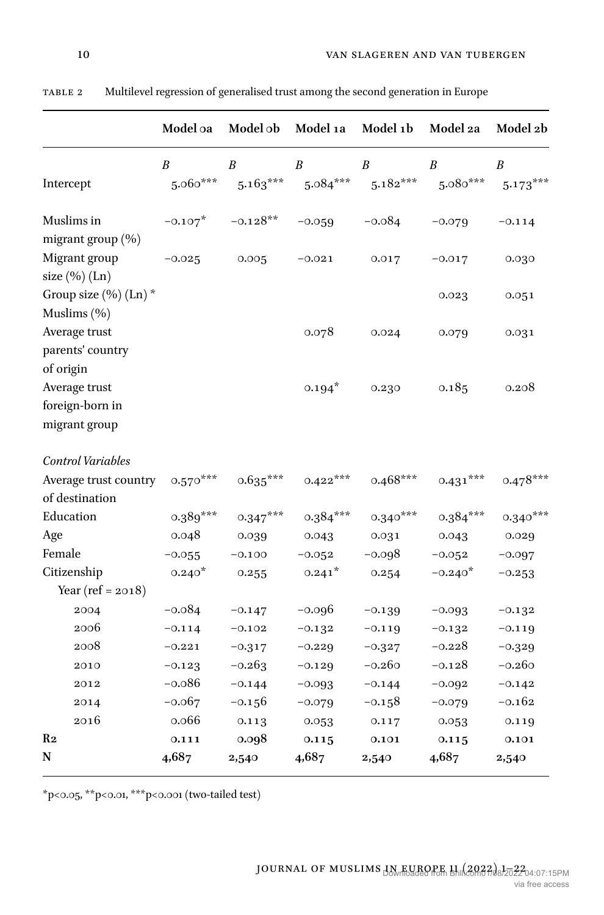TABLE 2 Multilevel regression of generalised trust among the second generation in Europe

| | Model 0a | Model 0b | Model 1a | Model 1b | Model 2a | Model 2b |
|---|---|---|---|---|---|---|
| | *B* | *B* | *B* | *B* | *B* | *B* |
| Intercept | 5.060*** | 5.163*** | 5.084*** | 5.182*** | 5.080*** | 5.173*** |
| Muslims in migrant group (%) | −0.107* | −0.128** | −0.059 | −0.084 | −0.079 | −0.114 |
| Migrant group size (%) (Ln) | −0.025 | 0.005 | −0.021 | 0.017 | −0.017 | 0.030 |
| Group size (%) (Ln) * Muslims (%) | | | | | 0.023 | 0.051 |
| Average trust parents' country of origin | | | 0.078 | 0.024 | 0.079 | 0.031 |
| Average trust foreign-born in migrant group | | | 0.194* | 0.230 | 0.185 | 0.208 |
| *Control Variables* | | | | | | |
| Average trust country of destination | 0.570*** | 0.635*** | 0.422*** | 0.468*** | 0.431*** | 0.478*** |
| Education | 0.389*** | 0.347*** | 0.384*** | 0.340*** | 0.384*** | 0.340*** |
| Age | 0.048 | 0.039 | 0.043 | 0.031 | 0.043 | 0.029 |
| Female | −0.055 | −0.100 | −0.052 | −0.098 | −0.052 | −0.097 |
| Citizenship | 0.240* | 0.255 | 0.241* | 0.254 | −0.240* | −0.253 |
| Year (ref = 2018) | | | | | | |
| 2004 | −0.084 | −0.147 | −0.096 | −0.139 | −0.093 | −0.132 |
| 2006 | −0.114 | −0.102 | −0.132 | −0.119 | −0.132 | −0.119 |
| 2008 | −0.221 | −0.317 | −0.229 | −0.327 | −0.228 | −0.329 |
| 2010 | −0.123 | −0.263 | −0.129 | −0.260 | −0.128 | −0.260 |
| 2012 | −0.086 | −0.144 | −0.093 | −0.144 | −0.092 | −0.142 |
| 2014 | −0.067 | −0.156 | −0.079 | −0.158 | −0.079 | −0.162 |
| 2016 | 0.066 | 0.113 | 0.053 | 0.117 | 0.053 | 0.119 |
| **R2** | **0.111** | **0.098** | **0.115** | **0.101** | **0.115** | **0.101** |
| **N** | **4,687** | **2,540** | **4,687** | **2,540** | **4,687** | **2,540** |

*p<0.05, **p<0.01, ***p<0.001 (two-tailed test)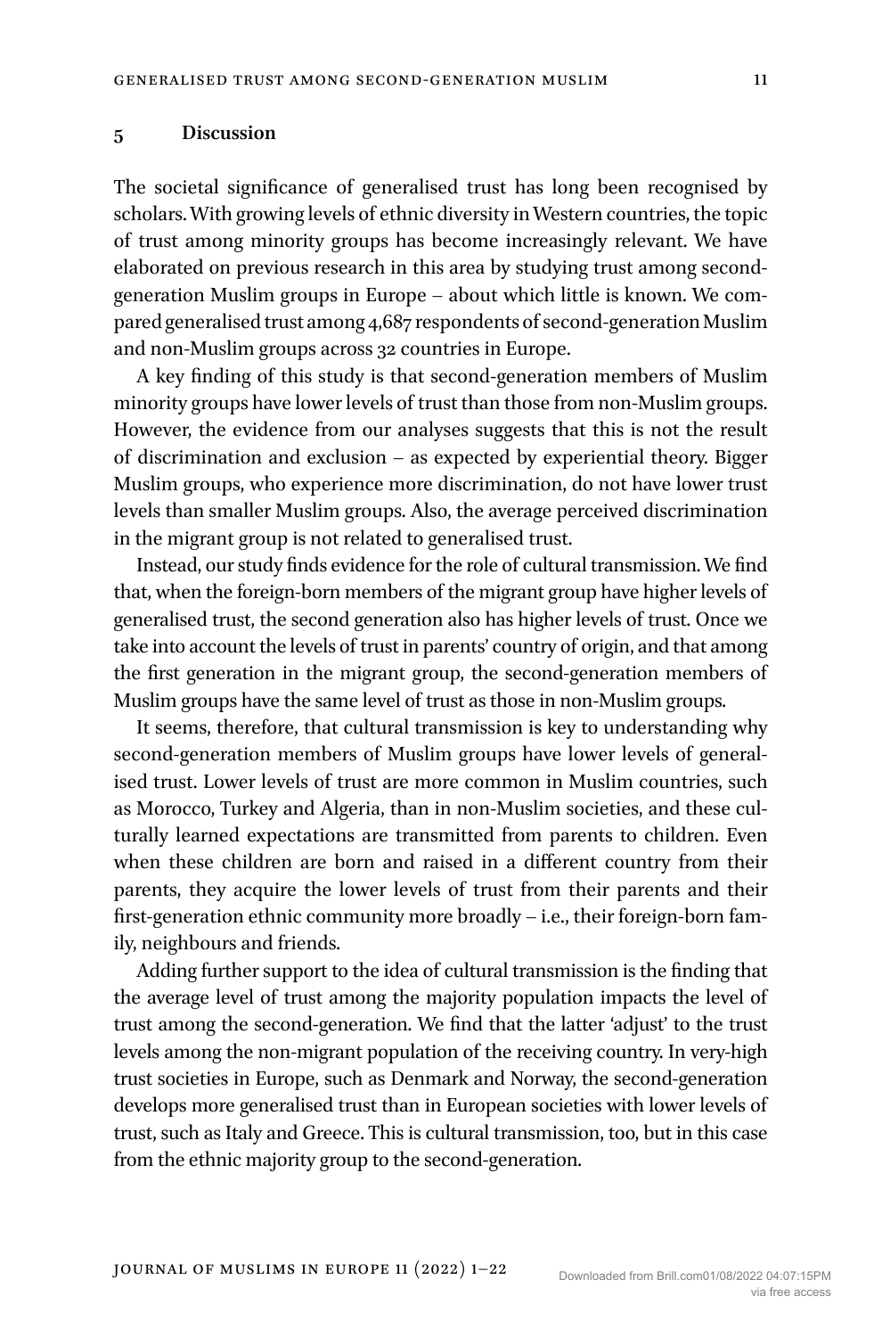## 5 Discussion

The societal significance of generalised trust has long been recognised by scholars. With growing levels of ethnic diversity in Western countries, the topic of trust among minority groups has become increasingly relevant. We have elaborated on previous research in this area by studying trust among second-generation Muslim groups in Europe – about which little is known. We compared generalised trust among 4,687 respondents of second-generation Muslim and non-Muslim groups across 32 countries in Europe.

A key finding of this study is that second-generation members of Muslim minority groups have lower levels of trust than those from non-Muslim groups. However, the evidence from our analyses suggests that this is not the result of discrimination and exclusion – as expected by experiential theory. Bigger Muslim groups, who experience more discrimination, do not have lower trust levels than smaller Muslim groups. Also, the average perceived discrimination in the migrant group is not related to generalised trust.

Instead, our study finds evidence for the role of cultural transmission. We find that, when the foreign-born members of the migrant group have higher levels of generalised trust, the second generation also has higher levels of trust. Once we take into account the levels of trust in parents' country of origin, and that among the first generation in the migrant group, the second-generation members of Muslim groups have the same level of trust as those in non-Muslim groups.

It seems, therefore, that cultural transmission is key to understanding why second-generation members of Muslim groups have lower levels of generalised trust. Lower levels of trust are more common in Muslim countries, such as Morocco, Turkey and Algeria, than in non-Muslim societies, and these culturally learned expectations are transmitted from parents to children. Even when these children are born and raised in a different country from their parents, they acquire the lower levels of trust from their parents and their first-generation ethnic community more broadly – i.e., their foreign-born family, neighbours and friends.

Adding further support to the idea of cultural transmission is the finding that the average level of trust among the majority population impacts the level of trust among the second-generation. We find that the latter 'adjust' to the trust levels among the non-migrant population of the receiving country. In very-high trust societies in Europe, such as Denmark and Norway, the second-generation develops more generalised trust than in European societies with lower levels of trust, such as Italy and Greece. This is cultural transmission, too, but in this case from the ethnic majority group to the second-generation.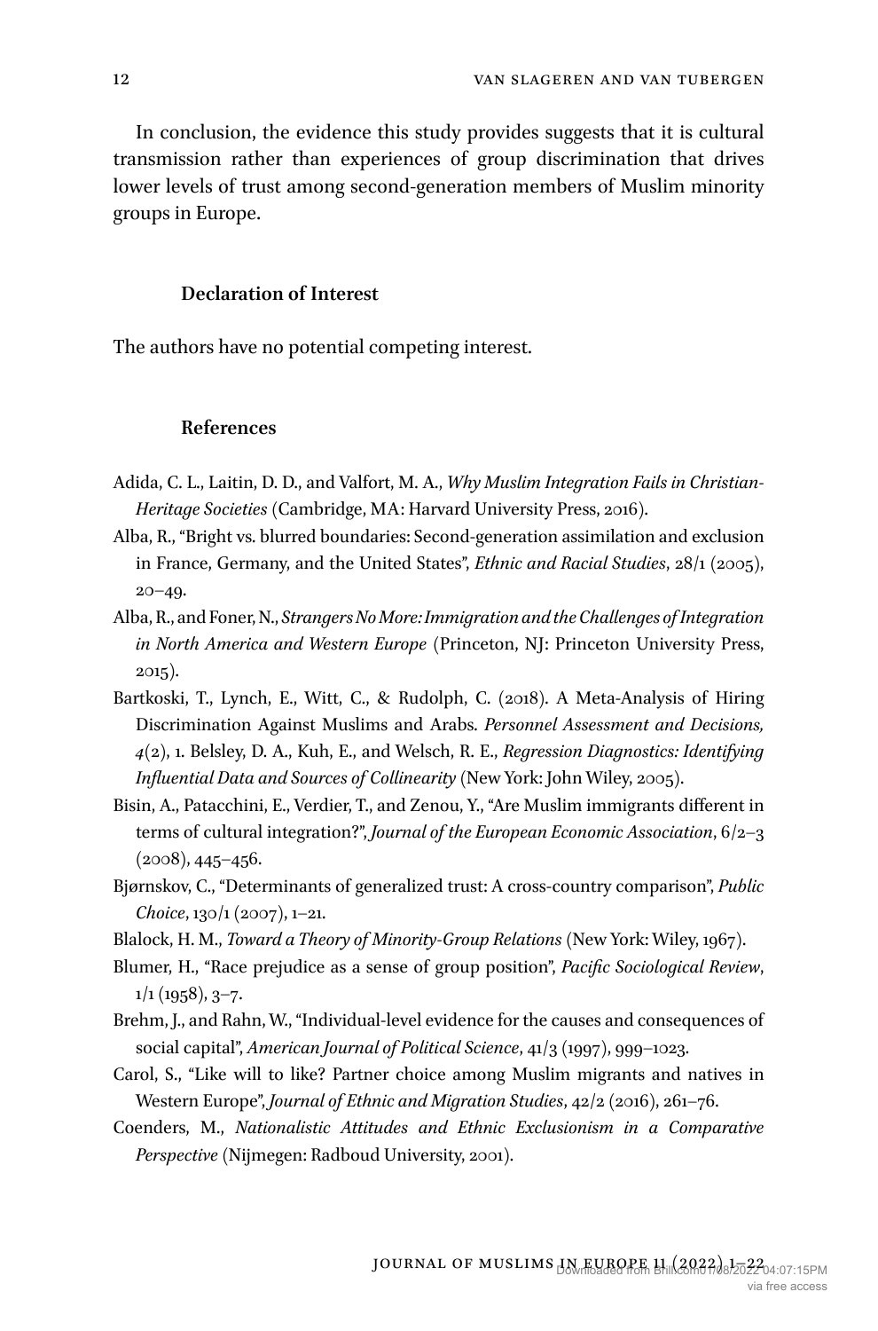In conclusion, the evidence this study provides suggests that it is cultural transmission rather than experiences of group discrimination that drives lower levels of trust among second-generation members of Muslim minority groups in Europe.

## Declaration of Interest

The authors have no potential competing interest.

## References

Adida, C. L., Laitin, D. D., and Valfort, M. A., *Why Muslim Integration Fails in Christian-Heritage Societies* (Cambridge, MA: Harvard University Press, 2016).

Alba, R., "Bright vs. blurred boundaries: Second-generation assimilation and exclusion in France, Germany, and the United States", *Ethnic and Racial Studies*, 28/1 (2005), 20–49.

Alba, R., and Foner, N., *Strangers No More: Immigration and the Challenges of Integration in North America and Western Europe* (Princeton, NJ: Princeton University Press, 2015).

Bartkoski, T., Lynch, E., Witt, C., & Rudolph, C. (2018). A Meta-Analysis of Hiring Discrimination Against Muslims and Arabs. *Personnel Assessment and Decisions, 4*(2), 1. Belsley, D. A., Kuh, E., and Welsch, R. E., *Regression Diagnostics: Identifying Influential Data and Sources of Collinearity* (New York: John Wiley, 2005).

Bisin, A., Patacchini, E., Verdier, T., and Zenou, Y., "Are Muslim immigrants different in terms of cultural integration?", *Journal of the European Economic Association*, 6/2–3 (2008), 445–456.

Bjørnskov, C., "Determinants of generalized trust: A cross-country comparison", *Public Choice*, 130/1 (2007), 1–21.

Blalock, H. M., *Toward a Theory of Minority-Group Relations* (New York: Wiley, 1967).

Blumer, H., "Race prejudice as a sense of group position", *Pacific Sociological Review*, 1/1 (1958), 3–7.

Brehm, J., and Rahn, W., "Individual-level evidence for the causes and consequences of social capital", *American Journal of Political Science*, 41/3 (1997), 999–1023.

Carol, S., "Like will to like? Partner choice among Muslim migrants and natives in Western Europe", *Journal of Ethnic and Migration Studies*, 42/2 (2016), 261–76.

Coenders, M., *Nationalistic Attitudes and Ethnic Exclusionism in a Comparative Perspective* (Nijmegen: Radboud University, 2001).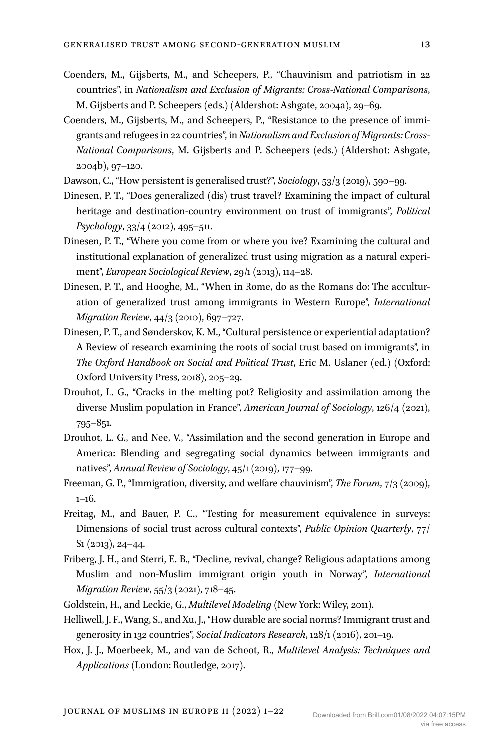Coenders, M., Gijsberts, M., and Scheepers, P., "Chauvinism and patriotism in 22 countries", in *Nationalism and Exclusion of Migrants: Cross-National Comparisons*, M. Gijsberts and P. Scheepers (eds.) (Aldershot: Ashgate, 2004a), 29–69.

Coenders, M., Gijsberts, M., and Scheepers, P., "Resistance to the presence of immigrants and refugees in 22 countries", in *Nationalism and Exclusion of Migrants: Cross-National Comparisons*, M. Gijsberts and P. Scheepers (eds.) (Aldershot: Ashgate, 2004b), 97–120.

Dawson, C., "How persistent is generalised trust?", *Sociology*, 53/3 (2019), 590–99.

Dinesen, P. T., "Does generalized (dis) trust travel? Examining the impact of cultural heritage and destination-country environment on trust of immigrants", *Political Psychology*, 33/4 (2012), 495–511.

Dinesen, P. T., "Where you come from or where you ive? Examining the cultural and institutional explanation of generalized trust using migration as a natural experiment", *European Sociological Review*, 29/1 (2013), 114–28.

Dinesen, P. T., and Hooghe, M., "When in Rome, do as the Romans do: The acculturation of generalized trust among immigrants in Western Europe", *International Migration Review*, 44/3 (2010), 697–727.

Dinesen, P. T., and Sønderskov, K. M., "Cultural persistence or experiential adaptation? A Review of research examining the roots of social trust based on immigrants", in *The Oxford Handbook on Social and Political Trust*, Eric M. Uslaner (ed.) (Oxford: Oxford University Press, 2018), 205–29.

Drouhot, L. G., "Cracks in the melting pot? Religiosity and assimilation among the diverse Muslim population in France", *American Journal of Sociology*, 126/4 (2021), 795–851.

Drouhot, L. G., and Nee, V., "Assimilation and the second generation in Europe and America: Blending and segregating social dynamics between immigrants and natives", *Annual Review of Sociology*, 45/1 (2019), 177–99.

Freeman, G. P., "Immigration, diversity, and welfare chauvinism", *The Forum*, 7/3 (2009), 1–16.

Freitag, M., and Bauer, P. C., "Testing for measurement equivalence in surveys: Dimensions of social trust across cultural contexts", *Public Opinion Quarterly*, 77/S1 (2013), 24–44.

Friberg, J. H., and Sterri, E. B., "Decline, revival, change? Religious adaptations among Muslim and non-Muslim immigrant origin youth in Norway", *International Migration Review*, 55/3 (2021), 718–45.

Goldstein, H., and Leckie, G., *Multilevel Modeling* (New York: Wiley, 2011).

Helliwell, J. F., Wang, S., and Xu, J., "How durable are social norms? Immigrant trust and generosity in 132 countries", *Social Indicators Research*, 128/1 (2016), 201–19.

Hox, J. J., Moerbeek, M., and van de Schoot, R., *Multilevel Analysis: Techniques and Applications* (London: Routledge, 2017).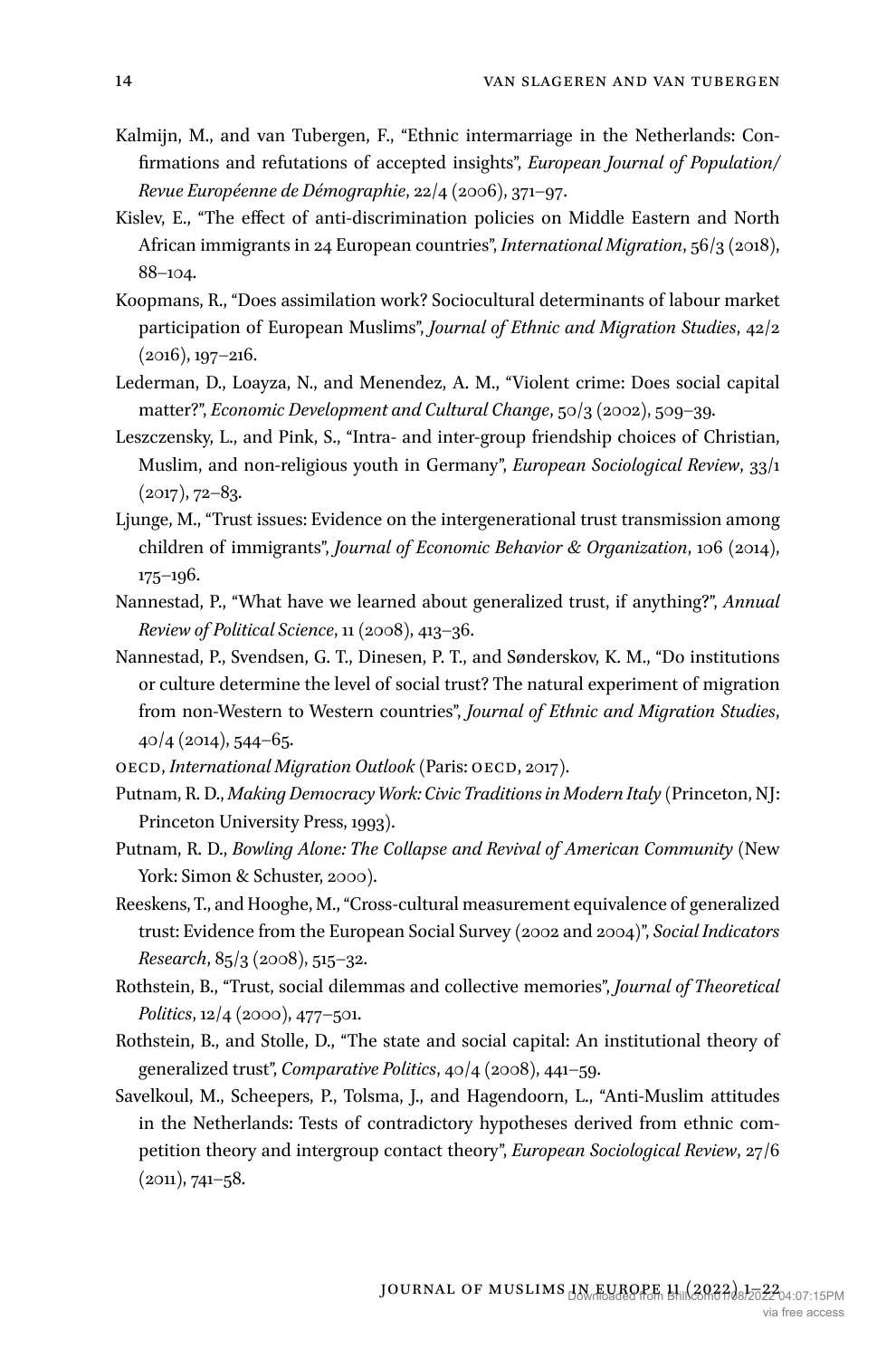Kalmijn, M., and van Tubergen, F., "Ethnic intermarriage in the Netherlands: Confirmations and refutations of accepted insights", *European Journal of Population/Revue Européenne de Démographie*, 22/4 (2006), 371–97.

Kislev, E., "The effect of anti-discrimination policies on Middle Eastern and North African immigrants in 24 European countries", *International Migration*, 56/3 (2018), 88–104.

Koopmans, R., "Does assimilation work? Sociocultural determinants of labour market participation of European Muslims", *Journal of Ethnic and Migration Studies*, 42/2 (2016), 197–216.

Lederman, D., Loayza, N., and Menendez, A. M., "Violent crime: Does social capital matter?", *Economic Development and Cultural Change*, 50/3 (2002), 509–39.

Leszczensky, L., and Pink, S., "Intra- and inter-group friendship choices of Christian, Muslim, and non-religious youth in Germany", *European Sociological Review*, 33/1 (2017), 72–83.

Ljunge, M., "Trust issues: Evidence on the intergenerational trust transmission among children of immigrants", *Journal of Economic Behavior & Organization*, 106 (2014), 175–196.

Nannestad, P., "What have we learned about generalized trust, if anything?", *Annual Review of Political Science*, 11 (2008), 413–36.

Nannestad, P., Svendsen, G. T., Dinesen, P. T., and Sønderskov, K. M., "Do institutions or culture determine the level of social trust? The natural experiment of migration from non-Western to Western countries", *Journal of Ethnic and Migration Studies*, 40/4 (2014), 544–65.

OECD, *International Migration Outlook* (Paris: OECD, 2017).

Putnam, R. D., *Making Democracy Work: Civic Traditions in Modern Italy* (Princeton, NJ: Princeton University Press, 1993).

Putnam, R. D., *Bowling Alone: The Collapse and Revival of American Community* (New York: Simon & Schuster, 2000).

Reeskens, T., and Hooghe, M., "Cross-cultural measurement equivalence of generalized trust: Evidence from the European Social Survey (2002 and 2004)", *Social Indicators Research*, 85/3 (2008), 515–32.

Rothstein, B., "Trust, social dilemmas and collective memories", *Journal of Theoretical Politics*, 12/4 (2000), 477–501.

Rothstein, B., and Stolle, D., "The state and social capital: An institutional theory of generalized trust", *Comparative Politics*, 40/4 (2008), 441–59.

Savelkoul, M., Scheepers, P., Tolsma, J., and Hagendoorn, L., "Anti-Muslim attitudes in the Netherlands: Tests of contradictory hypotheses derived from ethnic competition theory and intergroup contact theory", *European Sociological Review*, 27/6 (2011), 741–58.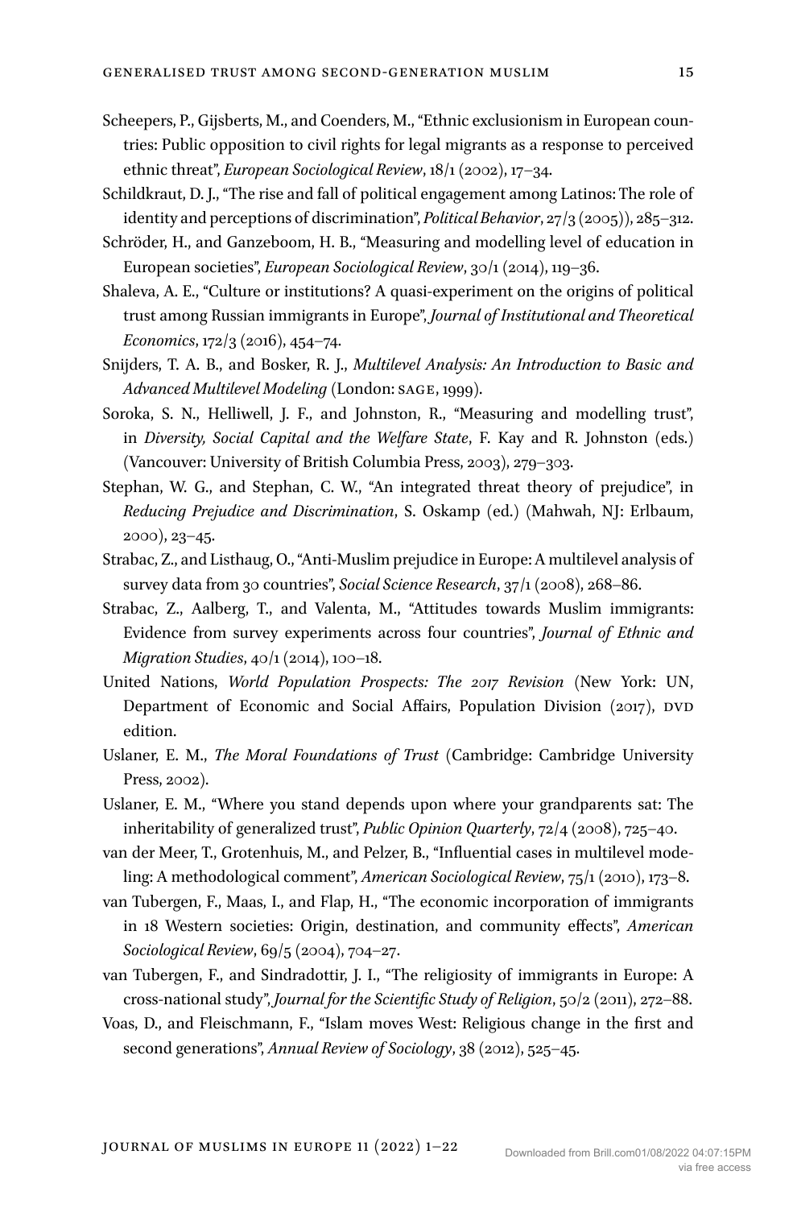Scheepers, P., Gijsberts, M., and Coenders, M., "Ethnic exclusionism in European countries: Public opposition to civil rights for legal migrants as a response to perceived ethnic threat", *European Sociological Review*, 18/1 (2002), 17–34.

Schildkraut, D. J., "The rise and fall of political engagement among Latinos: The role of identity and perceptions of discrimination", *Political Behavior*, 27/3 (2005)), 285–312.

Schröder, H., and Ganzeboom, H. B., "Measuring and modelling level of education in European societies", *European Sociological Review*, 30/1 (2014), 119–36.

Shaleva, A. E., "Culture or institutions? A quasi-experiment on the origins of political trust among Russian immigrants in Europe", *Journal of Institutional and Theoretical Economics*, 172/3 (2016), 454–74.

Snijders, T. A. B., and Bosker, R. J., *Multilevel Analysis: An Introduction to Basic and Advanced Multilevel Modeling* (London: SAGE, 1999).

Soroka, S. N., Helliwell, J. F., and Johnston, R., "Measuring and modelling trust", in *Diversity, Social Capital and the Welfare State*, F. Kay and R. Johnston (eds.) (Vancouver: University of British Columbia Press, 2003), 279–303.

Stephan, W. G., and Stephan, C. W., "An integrated threat theory of prejudice", in *Reducing Prejudice and Discrimination*, S. Oskamp (ed.) (Mahwah, NJ: Erlbaum, 2000), 23–45.

Strabac, Z., and Listhaug, O., "Anti-Muslim prejudice in Europe: A multilevel analysis of survey data from 30 countries", *Social Science Research*, 37/1 (2008), 268–86.

Strabac, Z., Aalberg, T., and Valenta, M., "Attitudes towards Muslim immigrants: Evidence from survey experiments across four countries", *Journal of Ethnic and Migration Studies*, 40/1 (2014), 100–18.

United Nations, *World Population Prospects: The 2017 Revision* (New York: UN, Department of Economic and Social Affairs, Population Division (2017), DVD edition.

Uslaner, E. M., *The Moral Foundations of Trust* (Cambridge: Cambridge University Press, 2002).

Uslaner, E. M., "Where you stand depends upon where your grandparents sat: The inheritability of generalized trust", *Public Opinion Quarterly*, 72/4 (2008), 725–40.

van der Meer, T., Grotenhuis, M., and Pelzer, B., "Influential cases in multilevel modeling: A methodological comment", *American Sociological Review*, 75/1 (2010), 173–8.

van Tubergen, F., Maas, I., and Flap, H., "The economic incorporation of immigrants in 18 Western societies: Origin, destination, and community effects", *American Sociological Review*, 69/5 (2004), 704–27.

van Tubergen, F., and Sindradottir, J. I., "The religiosity of immigrants in Europe: A cross-national study", *Journal for the Scientific Study of Religion*, 50/2 (2011), 272–88.

Voas, D., and Fleischmann, F., "Islam moves West: Religious change in the first and second generations", *Annual Review of Sociology*, 38 (2012), 525–45.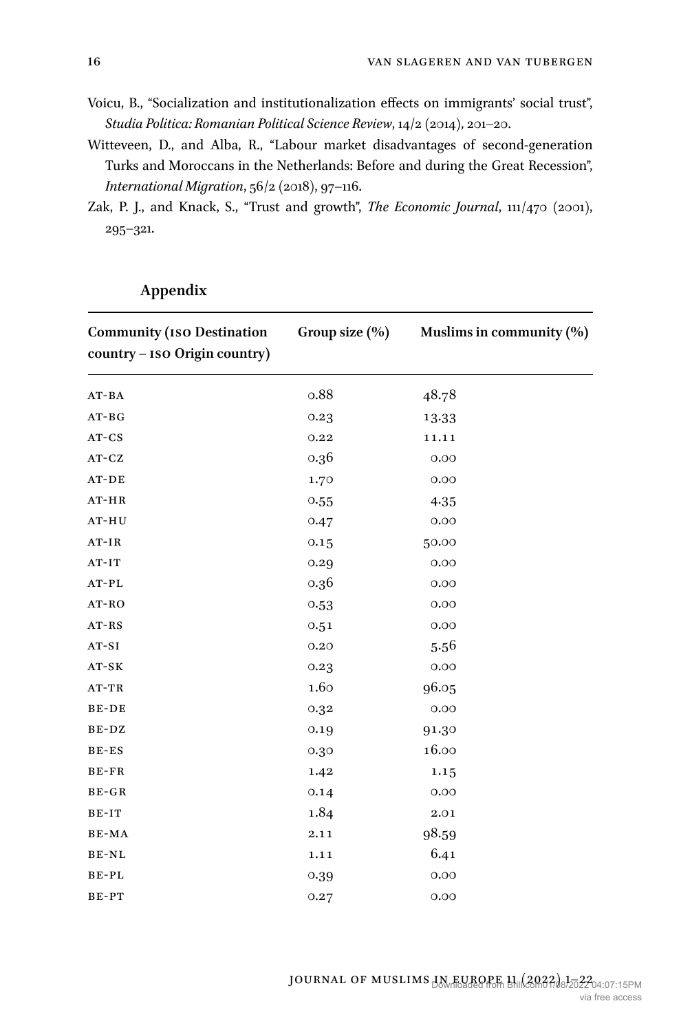Voicu, B., "Socialization and institutionalization effects on immigrants' social trust", *Studia Politica: Romanian Political Science Review*, 14/2 (2014), 201–20.

Witteveen, D., and Alba, R., "Labour market disadvantages of second-generation Turks and Moroccans in the Netherlands: Before and during the Great Recession", *International Migration*, 56/2 (2018), 97–116.

Zak, P. J., and Knack, S., "Trust and growth", *The Economic Journal*, 111/470 (2001), 295–321.

## Appendix

| Community (ISO Destination country – ISO Origin country) | Group size (%) | Muslims in community (%) |
|---|---|---|
| AT-BA | 0.88 | 48.78 |
| AT-BG | 0.23 | 13.33 |
| AT-CS | 0.22 | 11.11 |
| AT-CZ | 0.36 | 0.00 |
| AT-DE | 1.70 | 0.00 |
| AT-HR | 0.55 | 4.35 |
| AT-HU | 0.47 | 0.00 |
| AT-IR | 0.15 | 50.00 |
| AT-IT | 0.29 | 0.00 |
| AT-PL | 0.36 | 0.00 |
| AT-RO | 0.53 | 0.00 |
| AT-RS | 0.51 | 0.00 |
| AT-SI | 0.20 | 5.56 |
| AT-SK | 0.23 | 0.00 |
| AT-TR | 1.60 | 96.05 |
| BE-DE | 0.32 | 0.00 |
| BE-DZ | 0.19 | 91.30 |
| BE-ES | 0.30 | 16.00 |
| BE-FR | 1.42 | 1.15 |
| BE-GR | 0.14 | 0.00 |
| BE-IT | 1.84 | 2.01 |
| BE-MA | 2.11 | 98.59 |
| BE-NL | 1.11 | 6.41 |
| BE-PL | 0.39 | 0.00 |
| BE-PT | 0.27 | 0.00 |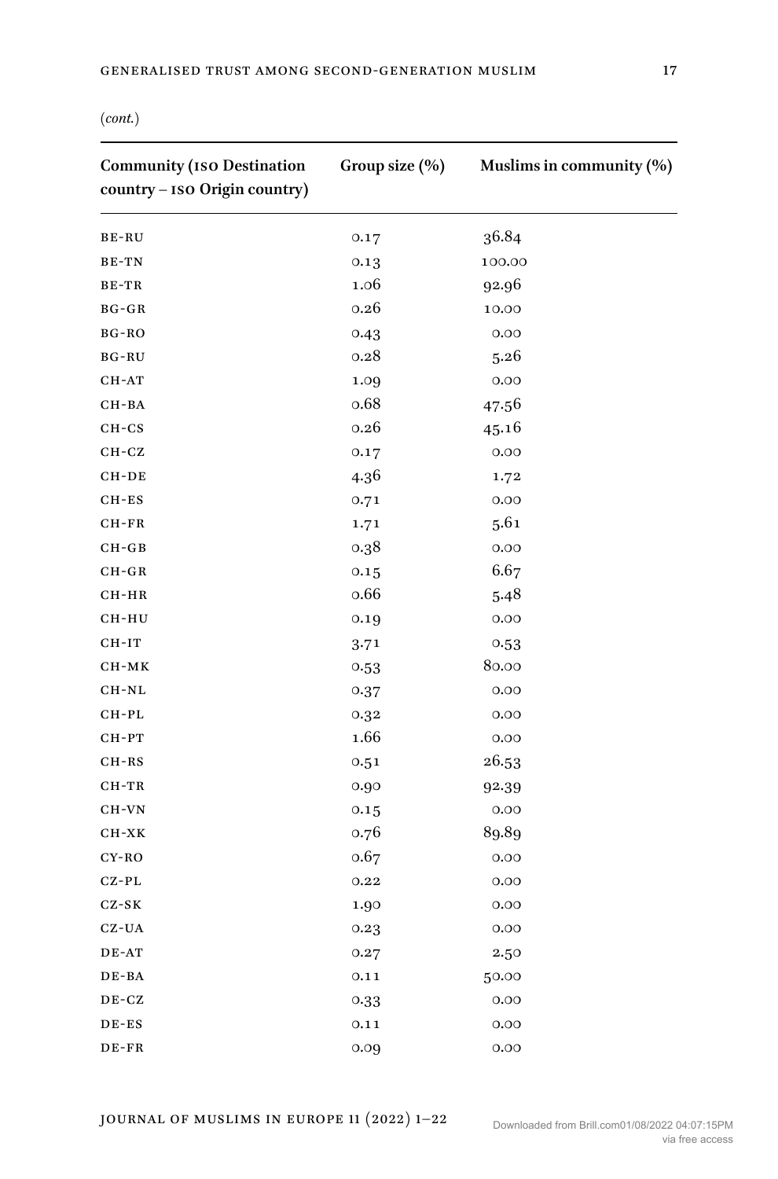(*cont.*)

| Community (ISO Destination country – ISO Origin country) | Group size (%) | Muslims in community (%) |
|---|---|---|
| BE-RU | 0.17 | 36.84 |
| BE-TN | 0.13 | 100.00 |
| BE-TR | 1.06 | 92.96 |
| BG-GR | 0.26 | 10.00 |
| BG-RO | 0.43 | 0.00 |
| BG-RU | 0.28 | 5.26 |
| CH-AT | 1.09 | 0.00 |
| CH-BA | 0.68 | 47.56 |
| CH-CS | 0.26 | 45.16 |
| CH-CZ | 0.17 | 0.00 |
| CH-DE | 4.36 | 1.72 |
| CH-ES | 0.71 | 0.00 |
| CH-FR | 1.71 | 5.61 |
| CH-GB | 0.38 | 0.00 |
| CH-GR | 0.15 | 6.67 |
| CH-HR | 0.66 | 5.48 |
| CH-HU | 0.19 | 0.00 |
| CH-IT | 3.71 | 0.53 |
| CH-MK | 0.53 | 80.00 |
| CH-NL | 0.37 | 0.00 |
| CH-PL | 0.32 | 0.00 |
| CH-PT | 1.66 | 0.00 |
| CH-RS | 0.51 | 26.53 |
| CH-TR | 0.90 | 92.39 |
| CH-VN | 0.15 | 0.00 |
| CH-XK | 0.76 | 89.89 |
| CY-RO | 0.67 | 0.00 |
| CZ-PL | 0.22 | 0.00 |
| CZ-SK | 1.90 | 0.00 |
| CZ-UA | 0.23 | 0.00 |
| DE-AT | 0.27 | 2.50 |
| DE-BA | 0.11 | 50.00 |
| DE-CZ | 0.33 | 0.00 |
| DE-ES | 0.11 | 0.00 |
| DE-FR | 0.09 | 0.00 |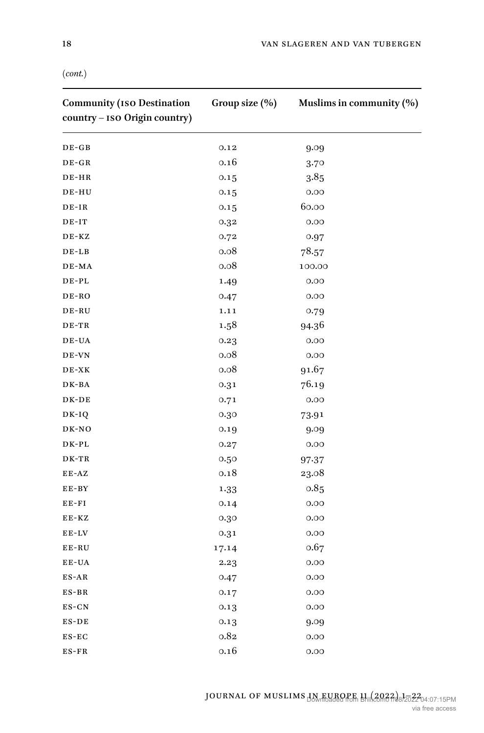(*cont.*)

| Community (ISO Destination country – ISO Origin country) | Group size (%) | Muslims in community (%) |
|---|---|---|
| DE-GB | 0.12 | 9.09 |
| DE-GR | 0.16 | 3.70 |
| DE-HR | 0.15 | 3.85 |
| DE-HU | 0.15 | 0.00 |
| DE-IR | 0.15 | 60.00 |
| DE-IT | 0.32 | 0.00 |
| DE-KZ | 0.72 | 0.97 |
| DE-LB | 0.08 | 78.57 |
| DE-MA | 0.08 | 100.00 |
| DE-PL | 1.49 | 0.00 |
| DE-RO | 0.47 | 0.00 |
| DE-RU | 1.11 | 0.79 |
| DE-TR | 1.58 | 94.36 |
| DE-UA | 0.23 | 0.00 |
| DE-VN | 0.08 | 0.00 |
| DE-XK | 0.08 | 91.67 |
| DK-BA | 0.31 | 76.19 |
| DK-DE | 0.71 | 0.00 |
| DK-IQ | 0.30 | 73.91 |
| DK-NO | 0.19 | 9.09 |
| DK-PL | 0.27 | 0.00 |
| DK-TR | 0.50 | 97.37 |
| EE-AZ | 0.18 | 23.08 |
| EE-BY | 1.33 | 0.85 |
| EE-FI | 0.14 | 0.00 |
| EE-KZ | 0.30 | 0.00 |
| EE-LV | 0.31 | 0.00 |
| EE-RU | 17.14 | 0.67 |
| EE-UA | 2.23 | 0.00 |
| ES-AR | 0.47 | 0.00 |
| ES-BR | 0.17 | 0.00 |
| ES-CN | 0.13 | 0.00 |
| ES-DE | 0.13 | 9.09 |
| ES-EC | 0.82 | 0.00 |
| ES-FR | 0.16 | 0.00 |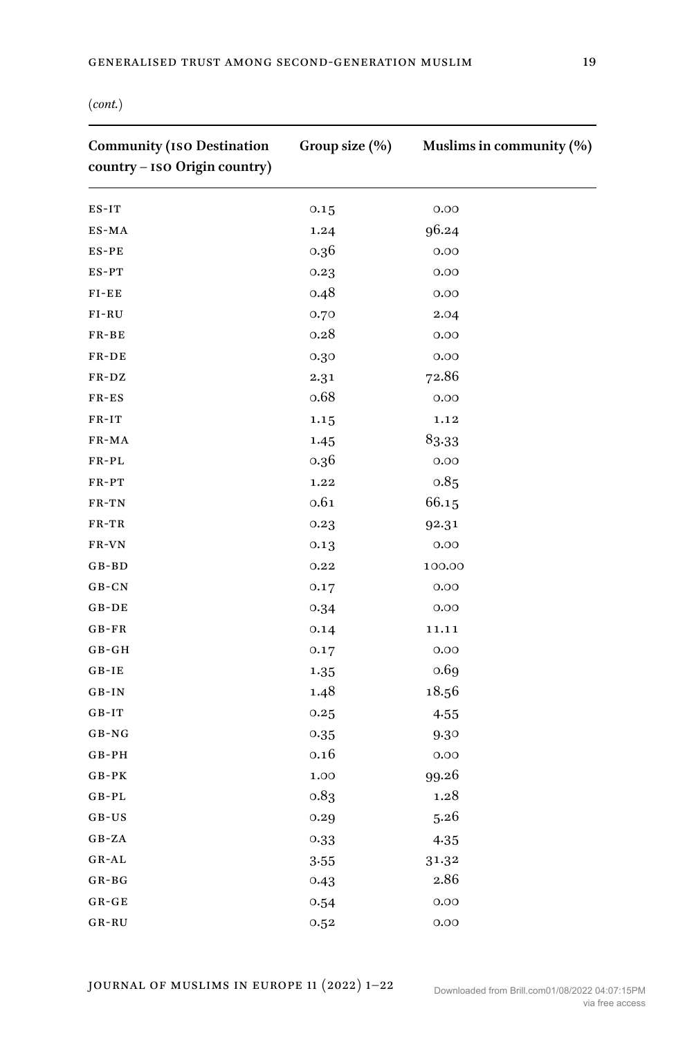(*cont.*)

| Community (ISO Destination country – ISO Origin country) | Group size (%) | Muslims in community (%) |
|---|---|---|
| ES-IT | 0.15 | 0.00 |
| ES-MA | 1.24 | 96.24 |
| ES-PE | 0.36 | 0.00 |
| ES-PT | 0.23 | 0.00 |
| FI-EE | 0.48 | 0.00 |
| FI-RU | 0.70 | 2.04 |
| FR-BE | 0.28 | 0.00 |
| FR-DE | 0.30 | 0.00 |
| FR-DZ | 2.31 | 72.86 |
| FR-ES | 0.68 | 0.00 |
| FR-IT | 1.15 | 1.12 |
| FR-MA | 1.45 | 83.33 |
| FR-PL | 0.36 | 0.00 |
| FR-PT | 1.22 | 0.85 |
| FR-TN | 0.61 | 66.15 |
| FR-TR | 0.23 | 92.31 |
| FR-VN | 0.13 | 0.00 |
| GB-BD | 0.22 | 100.00 |
| GB-CN | 0.17 | 0.00 |
| GB-DE | 0.34 | 0.00 |
| GB-FR | 0.14 | 11.11 |
| GB-GH | 0.17 | 0.00 |
| GB-IE | 1.35 | 0.69 |
| GB-IN | 1.48 | 18.56 |
| GB-IT | 0.25 | 4.55 |
| GB-NG | 0.35 | 9.30 |
| GB-PH | 0.16 | 0.00 |
| GB-PK | 1.00 | 99.26 |
| GB-PL | 0.83 | 1.28 |
| GB-US | 0.29 | 5.26 |
| GB-ZA | 0.33 | 4.35 |
| GR-AL | 3.55 | 31.32 |
| GR-BG | 0.43 | 2.86 |
| GR-GE | 0.54 | 0.00 |
| GR-RU | 0.52 | 0.00 |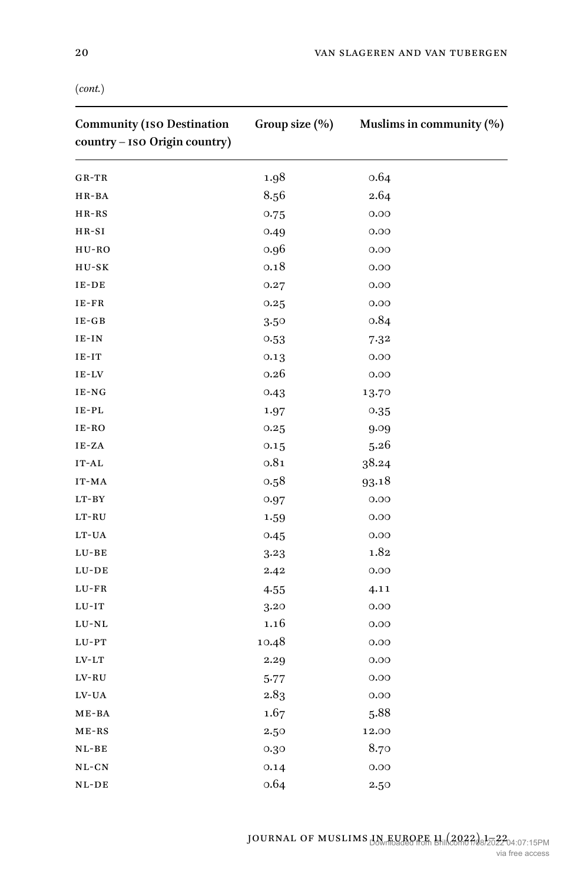(*cont.*)

| Community (ISO Destination country – ISO Origin country) | Group size (%) | Muslims in community (%) |
|---|---|---|
| GR-TR | 1.98 | 0.64 |
| HR-BA | 8.56 | 2.64 |
| HR-RS | 0.75 | 0.00 |
| HR-SI | 0.49 | 0.00 |
| HU-RO | 0.96 | 0.00 |
| HU-SK | 0.18 | 0.00 |
| IE-DE | 0.27 | 0.00 |
| IE-FR | 0.25 | 0.00 |
| IE-GB | 3.50 | 0.84 |
| IE-IN | 0.53 | 7.32 |
| IE-IT | 0.13 | 0.00 |
| IE-LV | 0.26 | 0.00 |
| IE-NG | 0.43 | 13.70 |
| IE-PL | 1.97 | 0.35 |
| IE-RO | 0.25 | 9.09 |
| IE-ZA | 0.15 | 5.26 |
| IT-AL | 0.81 | 38.24 |
| IT-MA | 0.58 | 93.18 |
| LT-BY | 0.97 | 0.00 |
| LT-RU | 1.59 | 0.00 |
| LT-UA | 0.45 | 0.00 |
| LU-BE | 3.23 | 1.82 |
| LU-DE | 2.42 | 0.00 |
| LU-FR | 4.55 | 4.11 |
| LU-IT | 3.20 | 0.00 |
| LU-NL | 1.16 | 0.00 |
| LU-PT | 10.48 | 0.00 |
| LV-LT | 2.29 | 0.00 |
| LV-RU | 5.77 | 0.00 |
| LV-UA | 2.83 | 0.00 |
| ME-BA | 1.67 | 5.88 |
| ME-RS | 2.50 | 12.00 |
| NL-BE | 0.30 | 8.70 |
| NL-CN | 0.14 | 0.00 |
| NL-DE | 0.64 | 2.50 |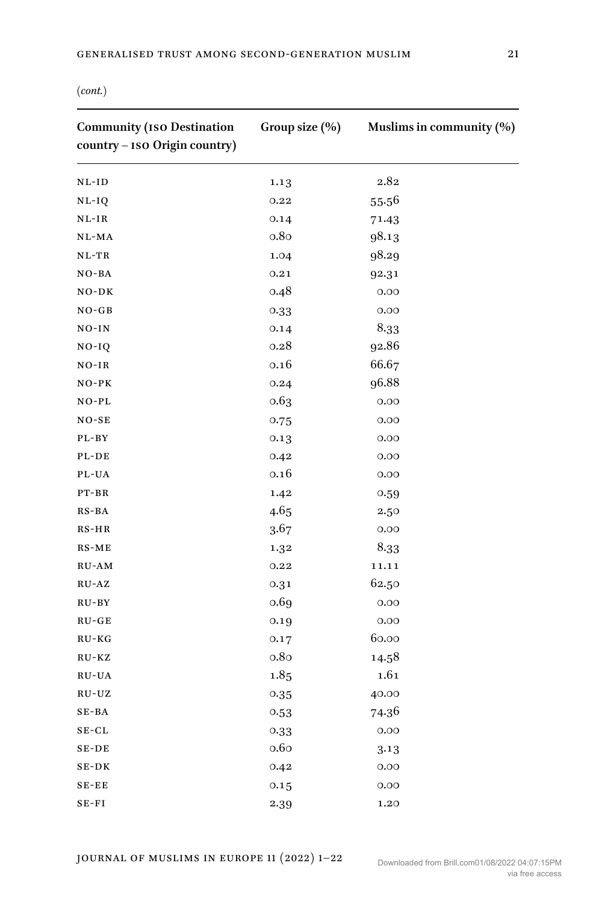(*cont.*)

| Community (ISO Destination country – ISO Origin country) | Group size (%) | Muslims in community (%) |
|---|---|---|
| NL-ID | 1.13 | 2.82 |
| NL-IQ | 0.22 | 55.56 |
| NL-IR | 0.14 | 71.43 |
| NL-MA | 0.80 | 98.13 |
| NL-TR | 1.04 | 98.29 |
| NO-BA | 0.21 | 92.31 |
| NO-DK | 0.48 | 0.00 |
| NO-GB | 0.33 | 0.00 |
| NO-IN | 0.14 | 8.33 |
| NO-IQ | 0.28 | 92.86 |
| NO-IR | 0.16 | 66.67 |
| NO-PK | 0.24 | 96.88 |
| NO-PL | 0.63 | 0.00 |
| NO-SE | 0.75 | 0.00 |
| PL-BY | 0.13 | 0.00 |
| PL-DE | 0.42 | 0.00 |
| PL-UA | 0.16 | 0.00 |
| PT-BR | 1.42 | 0.59 |
| RS-BA | 4.65 | 2.50 |
| RS-HR | 3.67 | 0.00 |
| RS-ME | 1.32 | 8.33 |
| RU-AM | 0.22 | 11.11 |
| RU-AZ | 0.31 | 62.50 |
| RU-BY | 0.69 | 0.00 |
| RU-GE | 0.19 | 0.00 |
| RU-KG | 0.17 | 60.00 |
| RU-KZ | 0.80 | 14.58 |
| RU-UA | 1.85 | 1.61 |
| RU-UZ | 0.35 | 40.00 |
| SE-BA | 0.53 | 74.36 |
| SE-CL | 0.33 | 0.00 |
| SE-DE | 0.60 | 3.13 |
| SE-DK | 0.42 | 0.00 |
| SE-EE | 0.15 | 0.00 |
| SE-FI | 2.39 | 1.20 |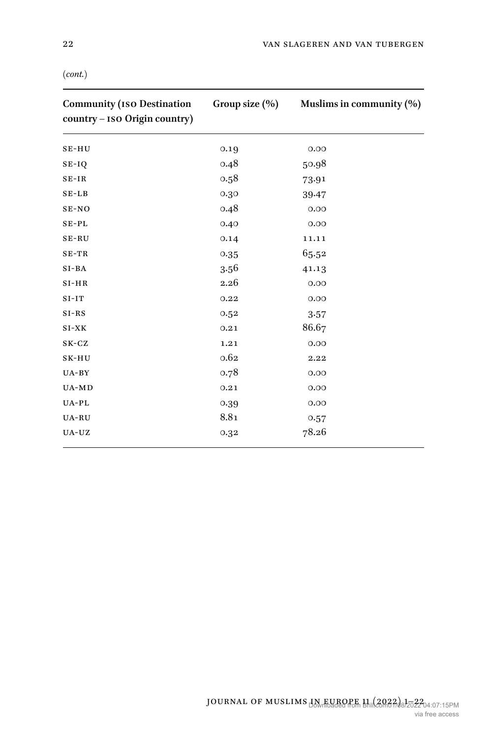(*cont.*)

| Community (ISO Destination country – ISO Origin country) | Group size (%) | Muslims in community (%) |
| --- | --- | --- |
| SE-HU | 0.19 | 0.00 |
| SE-IQ | 0.48 | 50.98 |
| SE-IR | 0.58 | 73.91 |
| SE-LB | 0.30 | 39.47 |
| SE-NO | 0.48 | 0.00 |
| SE-PL | 0.40 | 0.00 |
| SE-RU | 0.14 | 11.11 |
| SE-TR | 0.35 | 65.52 |
| SI-BA | 3.56 | 41.13 |
| SI-HR | 2.26 | 0.00 |
| SI-IT | 0.22 | 0.00 |
| SI-RS | 0.52 | 3.57 |
| SI-XK | 0.21 | 86.67 |
| SK-CZ | 1.21 | 0.00 |
| SK-HU | 0.62 | 2.22 |
| UA-BY | 0.78 | 0.00 |
| UA-MD | 0.21 | 0.00 |
| UA-PL | 0.39 | 0.00 |
| UA-RU | 8.81 | 0.57 |
| UA-UZ | 0.32 | 78.26 |